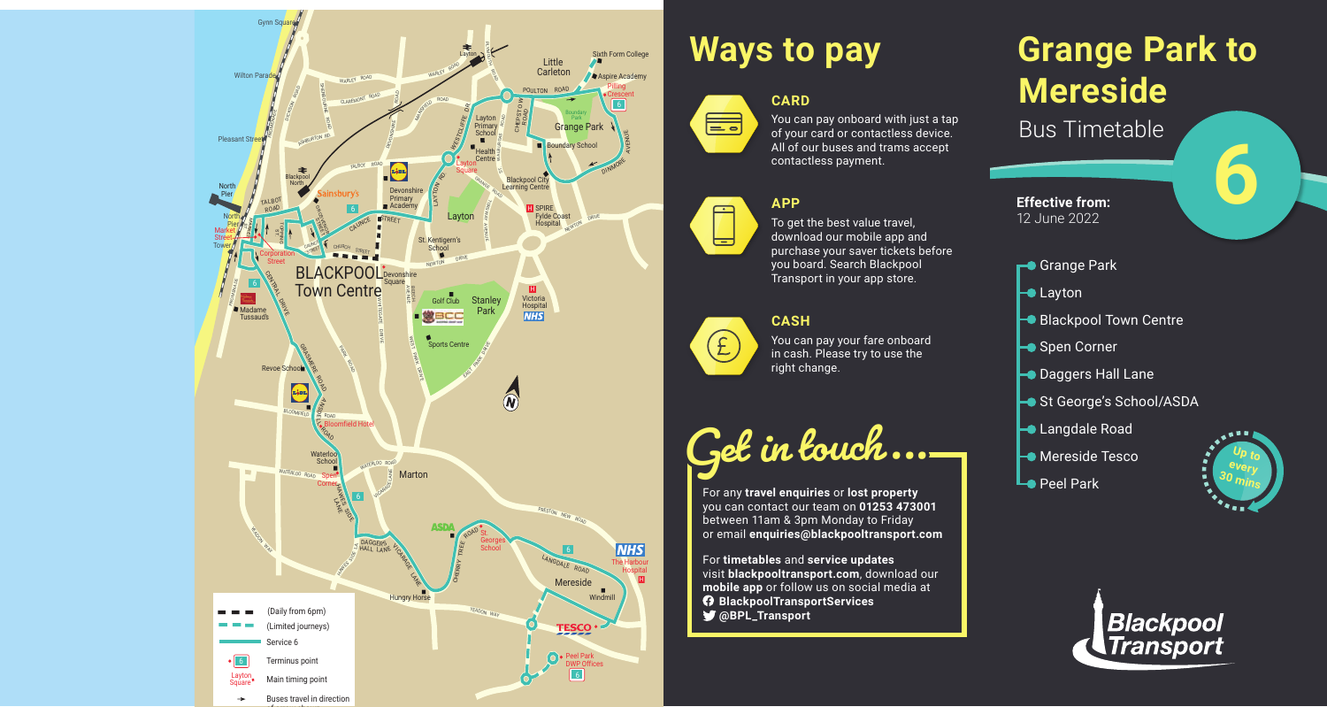# Ways to pay

### CARD

You can pay onboard with just a tap of your card or contactless device. All of our buses and trams accept contactless payment.

### APP

To get the best value travel, download our mobile app and purchase your saver tickets before you board. Search Blackpool Transport in your app store.

### CASH

You can pay your fare onboard in cash. Please try to use the right change.

## Get in touch...

For any **travel enquiries** or **lost property** you can contact our team on **01253 473001** between 11am & 3pm Monday to Friday or email **enquiries@blackpooltransport.com**

For **timetables** and **service updates** visit **blackpooltransport.com**, download our **mobile app** or follow us on social media at

**BlackpoolTransportServices**

**@BPL_Transport**

# Grange Park to Mereside

Bus Timetable

**6**

**Effective from:**
12 June 2022

- Grange Park
- Layton
- Blackpool Town Centre
- Spen Corner
- Daggers Hall Lane
- St George's School/ASDA
- Langdale Road
- Mereside Tesco
- Peel Park

Up to every 30 mins

Blackpool Transport

(Daily from 6pm)
(Limited journeys)
Service 6
Terminus point
Main timing point
Buses travel in direction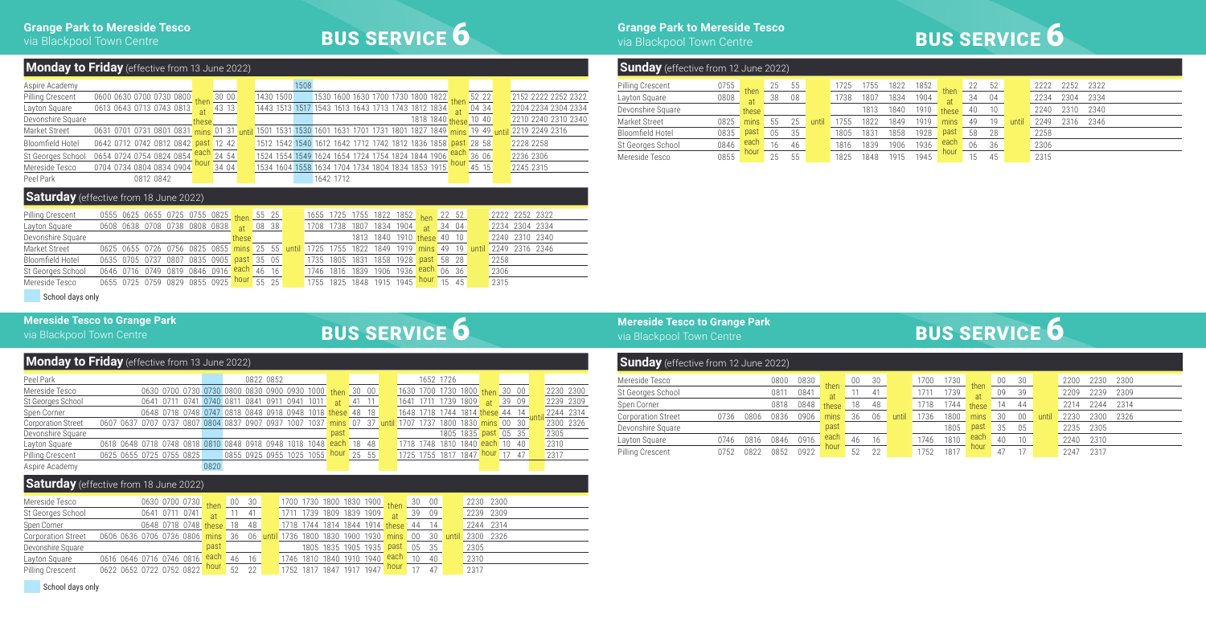## Grange Park to Mereside Tesco
via Blackpool Town Centre

# BUS SERVICE 6

### Monday to Friday (effective from 13 June 2022)

| | | | | | | | | | | | | | | | | | | | | | | | |
|---|---|---|---|---|---|---|---|---|---|---|---|---|---|---|---|---|---|---|---|---|---|---|---|
| Aspire Academy | | | | | | | | | | | 1508 | | | | | | | | | | | | |
| Pilling Crescent | 0600 | 0630 | 0700 | 0730 | 0800 | then at these mins past each hour | 30 | 00 | until | 1430 | 1500 | | 1530 | 1600 | 1630 | 1700 | 1730 | 1800 | 1822 | then at these mins past each hour | 52 | 22 | until | 2152 2222 2252 2322 |
| Layton Square | 0613 | 0643 | 0713 | 0743 | 0813 | | 43 | 13 | | 1443 | 1513 | 1517 | 1543 | 1613 | 1643 | 1713 | 1743 | 1812 | 1834 | | 04 | 34 | | 2204 2234 2304 2334 |
| Devonshire Square | | | | | | | | | | | | | | | | | | 1818 | 1840 | | 10 | 40 | | 2210 2240 2310 2340 |
| Market Street | 0631 | 0701 | 0731 | 0801 | 0831 | | 01 | 31 | | 1501 | 1531 | 1530 | 1601 | 1631 | 1701 | 1731 | 1801 | 1827 | 1849 | | 19 | 49 | | 2219 2249 2316 |
| Bloomfield Hotel | 0642 | 0712 | 0742 | 0812 | 0842 | | 12 | 42 | | 1512 | 1542 | 1540 | 1612 | 1642 | 1712 | 1742 | 1812 | 1836 | 1858 | | 28 | 58 | | 2228 2258 |
| St Georges School | 0654 | 0724 | 0754 | 0824 | 0854 | | 24 | 54 | | 1524 | 1554 | 1549 | 1624 | 1654 | 1724 | 1754 | 1824 | 1844 | 1906 | | 36 | 06 | | 2236 2306 |
| Mereside Tesco | 0704 | 0734 | 0804 | 0834 | 0904 | | 34 | 04 | | 1534 | 1604 | 1558 | 1634 | 1704 | 1734 | 1804 | 1834 | 1853 | 1915 | | 45 | 15 | | 2245 2315 |
| Peel Park | | 0812 | 0842 | | | | | | | | | | 1642 | 1712 | | | | | | | | | | |

### Saturday (effective from 18 June 2022)

| | | | | | | | | | | | | | | | | | | | |
|---|---|---|---|---|---|---|---|---|---|---|---|---|---|---|---|---|---|---|---|
| Pilling Crescent | 0555 | 0625 | 0655 | 0725 | 0755 | 0825 | then at these mins past each hour | 55 | 25 | until | 1655 | 1725 | 1755 | 1822 | 1852 | then at these mins past each hour | 22 | 52 | until | 2222 2252 2322 |
| Layton Square | 0608 | 0638 | 0708 | 0738 | 0808 | 0838 | | 08 | 38 | | 1708 | 1738 | 1807 | 1834 | 1904 | | 34 | 04 | | 2234 2304 2334 |
| Devonshire Square | | | | | | | | | | | | | 1813 | 1840 | 1910 | | 40 | 10 | | 2240 2310 2340 |
| Market Street | 0625 | 0655 | 0726 | 0756 | 0825 | 0855 | | 25 | 55 | | 1725 | 1755 | 1822 | 1849 | 1919 | | 49 | 19 | | 2249 2316 2346 |
| Bloomfield Hotel | 0635 | 0705 | 0737 | 0807 | 0835 | 0905 | | 35 | 05 | | 1735 | 1805 | 1831 | 1858 | 1928 | | 58 | 28 | | 2258 |
| St Georges School | 0646 | 0716 | 0749 | 0819 | 0846 | 0916 | | 46 | 16 | | 1746 | 1816 | 1839 | 1906 | 1936 | | 06 | 36 | | 2306 |
| Mereside Tesco | 0655 | 0725 | 0759 | 0829 | 0855 | 0925 | | 55 | 25 | | 1755 | 1825 | 1848 | 1915 | 1945 | | 15 | 45 | | 2315 |

School days only

### Sunday (effective from 12 June 2022)

| | | | | | | | | | | | | | | |
|---|---|---|---|---|---|---|---|---|---|---|---|---|---|---|
| Pilling Crescent | 0755 | then at these mins past each hour | 25 | 55 | until | 1725 | 1755 | 1822 | 1852 | then at these mins past each hour | 22 | 52 | until | 2222 2252 2322 |
| Layton Square | 0808 | | 38 | 08 | | 1738 | 1807 | 1834 | 1904 | | 34 | 04 | | 2234 2304 2334 |
| Devonshire Square | | | | | | | 1813 | 1840 | 1910 | | 40 | 10 | | 2240 2310 2340 |
| Market Street | 0825 | | 55 | 25 | | 1755 | 1822 | 1849 | 1919 | | 49 | 19 | | 2249 2316 2346 |
| Bloomfield Hotel | 0835 | | 05 | 35 | | 1805 | 1831 | 1858 | 1928 | | 58 | 28 | | 2258 |
| St Georges School | 0846 | | 16 | 46 | | 1816 | 1839 | 1906 | 1936 | | 06 | 36 | | 2306 |
| Mereside Tesco | 0855 | | 25 | 55 | | 1825 | 1848 | 1915 | 1945 | | 15 | 45 | | 2315 |

## Mereside Tesco to Grange Park
via Blackpool Town Centre

# BUS SERVICE 6

### Monday to Friday (effective from 13 June 2022)

| | | | | | | | | | | | | | | | | | | | | | | | | |
|---|---|---|---|---|---|---|---|---|---|---|---|---|---|---|---|---|---|---|---|---|---|---|---|---|
| Peel Park | | | | | | | | 0822 | 0852 | | | | | | | | | 1652 | 1726 | | | | | |
| Mereside Tesco | | 0630 | 0700 | 0730 | 0730 | 0800 | 0830 | 0830 | 0900 | 0930 | 1000 | then at these mins past each hour | 30 | 00 | until | 1630 | 1700 | 1730 | 1800 | 1830 | then at these mins past each hour | 30 | 00 | until | 2230 2300 |
| St Georges School | | 0641 | 0711 | 0741 | 0740 | 0811 | 0841 | 0911 | 0941 | 1011 | | | 41 | 11 | | 1641 | 1711 | 1739 | 1809 | | | 39 | 09 | | 2239 2309 |
| Spen Corner | | 0648 | 0718 | 0748 | 0747 | 0818 | 0848 | 0918 | 0948 | 1018 | | | 48 | 18 | | 1648 | 1718 | 1744 | 1814 | | | 44 | 14 | | 2244 2314 |
| Corporation Street | 0607 | 0637 | 0707 | 0737 | 0807 | 0804 | 0837 | 0907 | 0937 | 1007 | 1037 | | 07 | 37 | | 1707 | 1737 | 1800 | 1830 | | | 00 | 30 | | 2300 2326 |
| Devonshire Square | | | | | | | | | | | | | | | | | | 1805 | 1835 | | | 05 | 35 | | 2305 |
| Layton Square | 0618 | 0648 | 0718 | 0748 | 0818 | 0810 | 0848 | 0918 | 0948 | 1018 | 1048 | | 18 | 48 | | 1718 | 1748 | 1810 | 1840 | | | 10 | 40 | | 2310 |
| Pilling Crescent | 0625 | 0655 | 0725 | 0755 | 0825 | | 0855 | 0925 | 0955 | 1025 | 1055 | | 25 | 55 | | 1725 | 1755 | 1817 | 1847 | | | 17 | 47 | | 2317 |
| Aspire Academy | | | | | | 0820 | | | | | | | | | | | | | | | | | | | |

### Saturday (effective from 18 June 2022)

| | | | | | | | | | | | | | | | | | | | |
|---|---|---|---|---|---|---|---|---|---|---|---|---|---|---|---|---|---|---|---|
| Mereside Tesco | | | 0630 | 0700 | 0730 | then at these mins past each hour | 00 | 30 | until | 1700 | 1730 | 1800 | 1830 | 1900 | then at these mins past each hour | 30 | 00 | until | 2230 2300 |
| St Georges School | | | 0641 | 0711 | 0741 | | 11 | 41 | | 1711 | 1739 | 1809 | 1839 | 1909 | | 39 | 09 | | 2239 2309 |
| Spen Corner | | | 0648 | 0718 | 0748 | | 18 | 48 | | 1718 | 1744 | 1814 | 1844 | 1914 | | 44 | 14 | | 2244 2314 |
| Corporation Street | 0606 | 0636 | 0706 | 0736 | 0806 | | 36 | 06 | | 1736 | 1800 | 1830 | 1900 | 1930 | | 00 | 30 | | 2300 2326 |
| Devonshire Square | | | | | | | | | | | 1805 | 1835 | 1905 | 1935 | | 05 | 35 | | 2305 |
| Layton Square | 0616 | 0646 | 0716 | 0746 | 0816 | | 46 | 16 | | 1746 | 1810 | 1840 | 1910 | 1940 | | 10 | 40 | | 2310 |
| Pilling Crescent | 0622 | 0652 | 0722 | 0752 | 0822 | | 52 | 22 | | 1752 | 1817 | 1847 | 1917 | 1947 | | 17 | 47 | | 2317 |

School days only

### Sunday (effective from 12 June 2022)

| | | | | | | | | | | | | | | | |
|---|---|---|---|---|---|---|---|---|---|---|---|---|---|---|---|
| Mereside Tesco | | | 0800 | 0830 | then at these mins past each hour | 00 | 30 | until | 1700 | 1730 | then at these mins past each hour | 00 | 30 | until | 2200 2230 2300 |
| St Georges School | | | 0811 | 0841 | | 11 | 41 | | 1711 | 1739 | | 09 | 39 | | 2209 2239 2309 |
| Spen Corner | | | 0818 | 0848 | | 18 | 48 | | 1718 | 1744 | | 14 | 44 | | 2214 2244 2314 |
| Corporation Street | 0736 | 0806 | 0836 | 0906 | | 36 | 06 | | 1736 | 1800 | | 30 | 00 | | 2230 2300 2326 |
| Devonshire Square | | | | | | | | | | 1805 | | 35 | 05 | | 2235 2305 |
| Layton Square | 0746 | 0816 | 0846 | 0916 | | 46 | 16 | | 1746 | 1810 | | 40 | 10 | | 2240 2310 |
| Pilling Crescent | 0752 | 0822 | 0852 | 0922 | | 52 | 22 | | 1752 | 1817 | | 47 | 17 | | 2247 2317 |